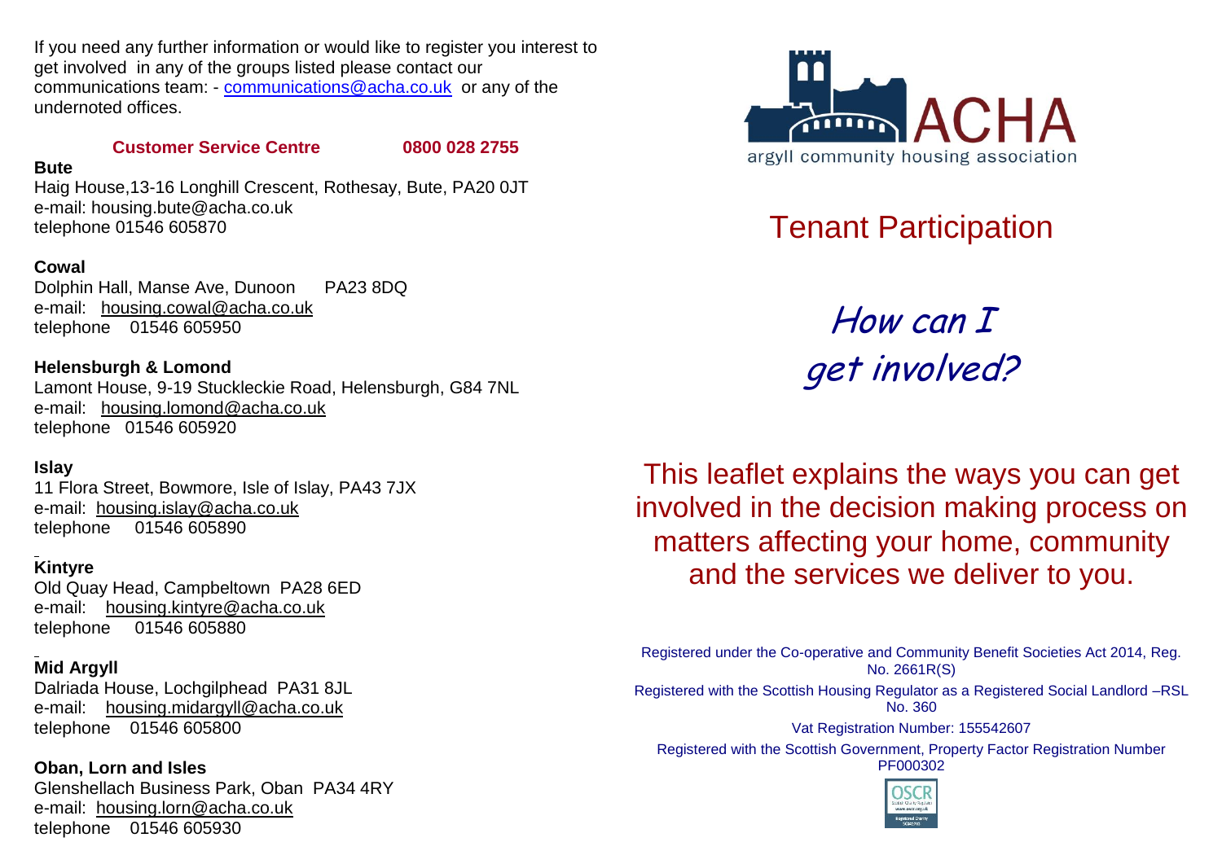If you need any further information or would like to register you interest to get involved in any of the groups listed please contact our communications team: - communications@acha.co.uk or any of the undernoted offices.

**Customer Service Centre 0800 028 2755**

**Bute**
Haig House,13-16 Longhill Crescent, Rothesay, Bute, PA20 0JT
e-mail: housing.bute@acha.co.uk
telephone 01546 605870

**Cowal**
Dolphin Hall, Manse Ave, Dunoon PA23 8DQ
e-mail: housing.cowal@acha.co.uk
telephone 01546 605950

**Helensburgh & Lomond**
Lamont House, 9-19 Stuckleckie Road, Helensburgh, G84 7NL
e-mail: housing.lomond@acha.co.uk
telephone 01546 605920

**Islay**
11 Flora Street, Bowmore, Isle of Islay, PA43 7JX
e-mail: housing.islay@acha.co.uk
telephone 01546 605890

**Kintyre**
Old Quay Head, Campbeltown PA28 6ED
e-mail: housing.kintyre@acha.co.uk
telephone 01546 605880

**Mid Argyll**
Dalriada House, Lochgilphead PA31 8JL
e-mail: housing.midargyll@acha.co.uk
telephone 01546 605800

**Oban, Lorn and Isles**
Glenshellach Business Park, Oban PA34 4RY
e-mail: housing.lorn@acha.co.uk
telephone 01546 605930

ACHA
argyll community housing association

# Tenant Participation

## *How can I get involved?*

This leaflet explains the ways you can get involved in the decision making process on matters affecting your home, community and the services we deliver to you.

Registered under the Co-operative and Community Benefit Societies Act 2014, Reg. No. 2661R(S)

Registered with the Scottish Housing Regulator as a Registered Social Landlord –RSL No. 360

Vat Registration Number: 155542607

Registered with the Scottish Government, Property Factor Registration Number PF000302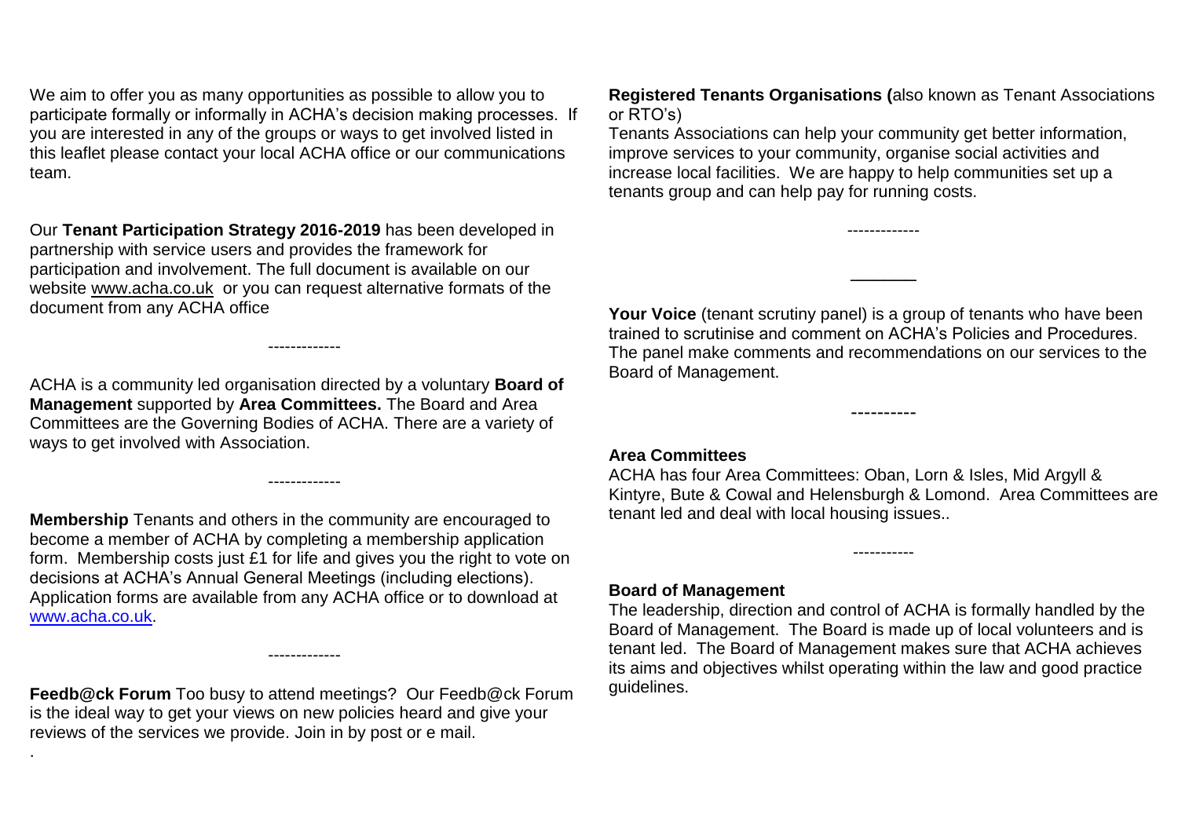We aim to offer you as many opportunities as possible to allow you to participate formally or informally in ACHA's decision making processes. If you are interested in any of the groups or ways to get involved listed in this leaflet please contact your local ACHA office or our communications team.

Our **Tenant Participation Strategy 2016-2019** has been developed in partnership with service users and provides the framework for participation and involvement. The full document is available on our website www.acha.co.uk or you can request alternative formats of the document from any ACHA office

-------------

ACHA is a community led organisation directed by a voluntary **Board of Management** supported by **Area Committees.** The Board and Area Committees are the Governing Bodies of ACHA. There are a variety of ways to get involved with Association.

-------------

**Membership** Tenants and others in the community are encouraged to become a member of ACHA by completing a membership application form. Membership costs just £1 for life and gives you the right to vote on decisions at ACHA's Annual General Meetings (including elections). Application forms are available from any ACHA office or to download at www.acha.co.uk.

-------------

**Feedb@ck Forum** Too busy to attend meetings? Our Feedb@ck Forum is the ideal way to get your views on new policies heard and give your reviews of the services we provide. Join in by post or e mail.

.

**Registered Tenants Organisations (**also known as Tenant Associations or RTO's)

Tenants Associations can help your community get better information, improve services to your community, organise social activities and increase local facilities. We are happy to help communities set up a tenants group and can help pay for running costs.

-------------

**Your Voice** (tenant scrutiny panel) is a group of tenants who have been trained to scrutinise and comment on ACHA's Policies and Procedures. The panel make comments and recommendations on our services to the Board of Management.

----------

**Area Committees**

ACHA has four Area Committees: Oban, Lorn & Isles, Mid Argyll & Kintyre, Bute & Cowal and Helensburgh & Lomond. Area Committees are tenant led and deal with local housing issues..

-----------

**Board of Management**

The leadership, direction and control of ACHA is formally handled by the Board of Management. The Board is made up of local volunteers and is tenant led. The Board of Management makes sure that ACHA achieves its aims and objectives whilst operating within the law and good practice guidelines.